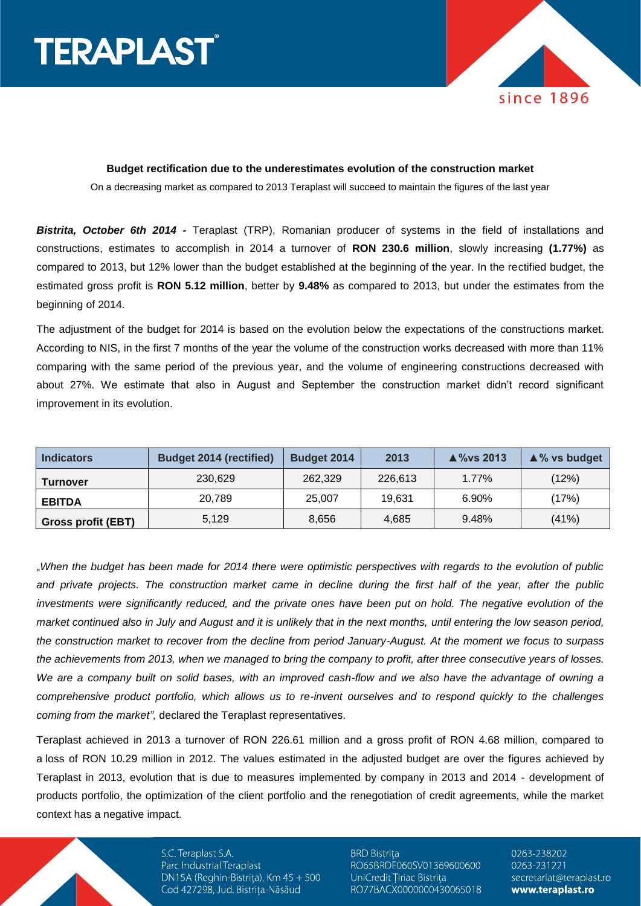**Budget rectification due to the underestimates evolution of the construction market**

On a decreasing market as compared to 2013 Teraplast will succeed to maintain the figures of the last year

***Bistrita, October 6th 2014 -*** Teraplast (TRP), Romanian producer of systems in the field of installations and constructions, estimates to accomplish in 2014 a turnover of **RON 230.6 million**, slowly increasing **(1.77%)** as compared to 2013, but 12% lower than the budget established at the beginning of the year. In the rectified budget, the estimated gross profit is **RON 5.12 million**, better by **9.48%** as compared to 2013, but under the estimates from the beginning of 2014.

The adjustment of the budget for 2014 is based on the evolution below the expectations of the constructions market. According to NIS, in the first 7 months of the year the volume of the construction works decreased with more than 11% comparing with the same period of the previous year, and the volume of engineering constructions decreased with about 27%. We estimate that also in August and September the construction market didn't record significant improvement in its evolution.

| Indicators | Budget 2014 (rectified) | Budget 2014 | 2013 | ▲%vs 2013 | ▲% vs budget |
|---|---|---|---|---|---|
| **Turnover** | 230,629 | 262,329 | 226,613 | 1.77% | (12%) |
| **EBITDA** | 20,789 | 25,007 | 19,631 | 6.90% | (17%) |
| **Gross profit (EBT)** | 5,129 | 8,656 | 4,685 | 9.48% | (41%) |

„*When the budget has been made for 2014 there were optimistic perspectives with regards to the evolution of public and private projects. The construction market came in decline during the first half of the year, after the public investments were significantly reduced, and the private ones have been put on hold. The negative evolution of the market continued also in July and August and it is unlikely that in the next months, until entering the low season period, the construction market to recover from the decline from period January-August. At the moment we focus to surpass the achievements from 2013, when we managed to bring the company to profit, after three consecutive years of losses. We are a company built on solid bases, with an improved cash-flow and we also have the advantage of owning a comprehensive product portfolio, which allows us to re-invent ourselves and to respond quickly to the challenges coming from the market",* declared the Teraplast representatives.

Teraplast achieved in 2013 a turnover of RON 226.61 million and a gross profit of RON 4.68 million, compared to a loss of RON 10.29 million in 2012. The values estimated in the adjusted budget are over the figures achieved by Teraplast in 2013, evolution that is due to measures implemented by company in 2013 and 2014 - development of products portfolio, the optimization of the client portfolio and the renegotiation of credit agreements, while the market context has a negative impact.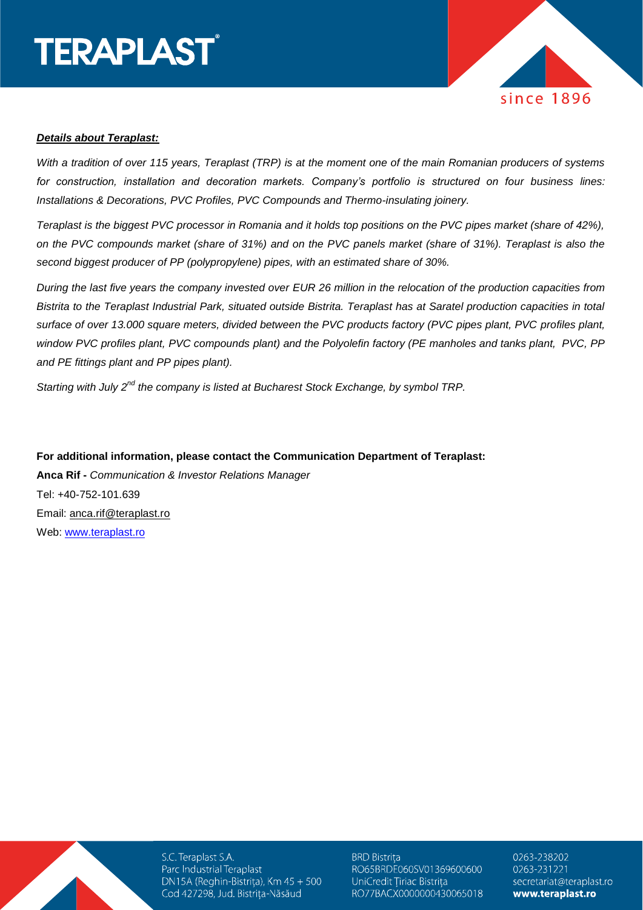***Details about Teraplast:***

*With a tradition of over 115 years, Teraplast (TRP) is at the moment one of the main Romanian producers of systems for construction, installation and decoration markets. Company's portfolio is structured on four business lines: Installations & Decorations, PVC Profiles, PVC Compounds and Thermo-insulating joinery.*

*Teraplast is the biggest PVC processor in Romania and it holds top positions on the PVC pipes market (share of 42%), on the PVC compounds market (share of 31%) and on the PVC panels market (share of 31%). Teraplast is also the second biggest producer of PP (polypropylene) pipes, with an estimated share of 30%.*

*During the last five years the company invested over EUR 26 million in the relocation of the production capacities from Bistrita to the Teraplast Industrial Park, situated outside Bistrita. Teraplast has at Saratel production capacities in total surface of over 13.000 square meters, divided between the PVC products factory (PVC pipes plant, PVC profiles plant, window PVC profiles plant, PVC compounds plant) and the Polyolefin factory (PE manholes and tanks plant, PVC, PP and PE fittings plant and PP pipes plant).*

*Starting with July 2nd the company is listed at Bucharest Stock Exchange, by symbol TRP.*

**For additional information, please contact the Communication Department of Teraplast:**

**Anca Rif -** *Communication & Investor Relations Manager*

Tel: +40-752-101.639

Email: anca.rif@teraplast.ro

Web: www.teraplast.ro